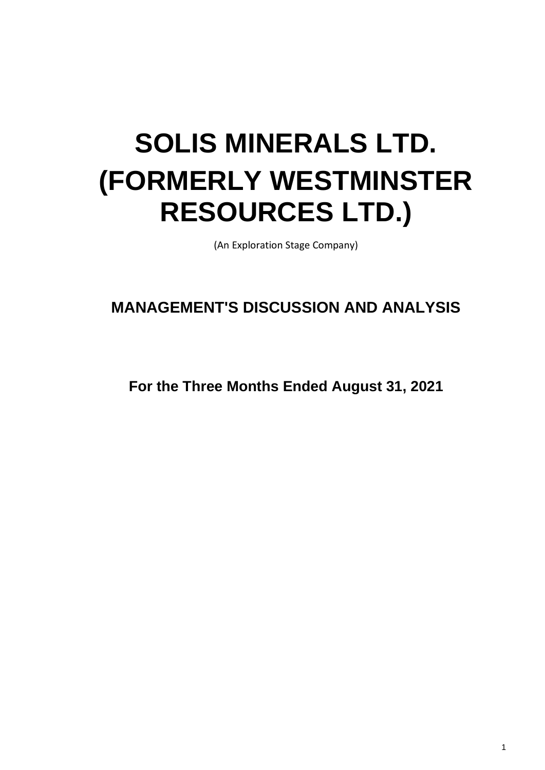# SOLIS MINERALS LTD. (FORMERLY WESTMINSTER RESOURCES LTD.)

(An Exploration Stage Company)

## MANAGEMENT'S DISCUSSION AND ANALYSIS

**For the Three Months Ended August 31, 2021**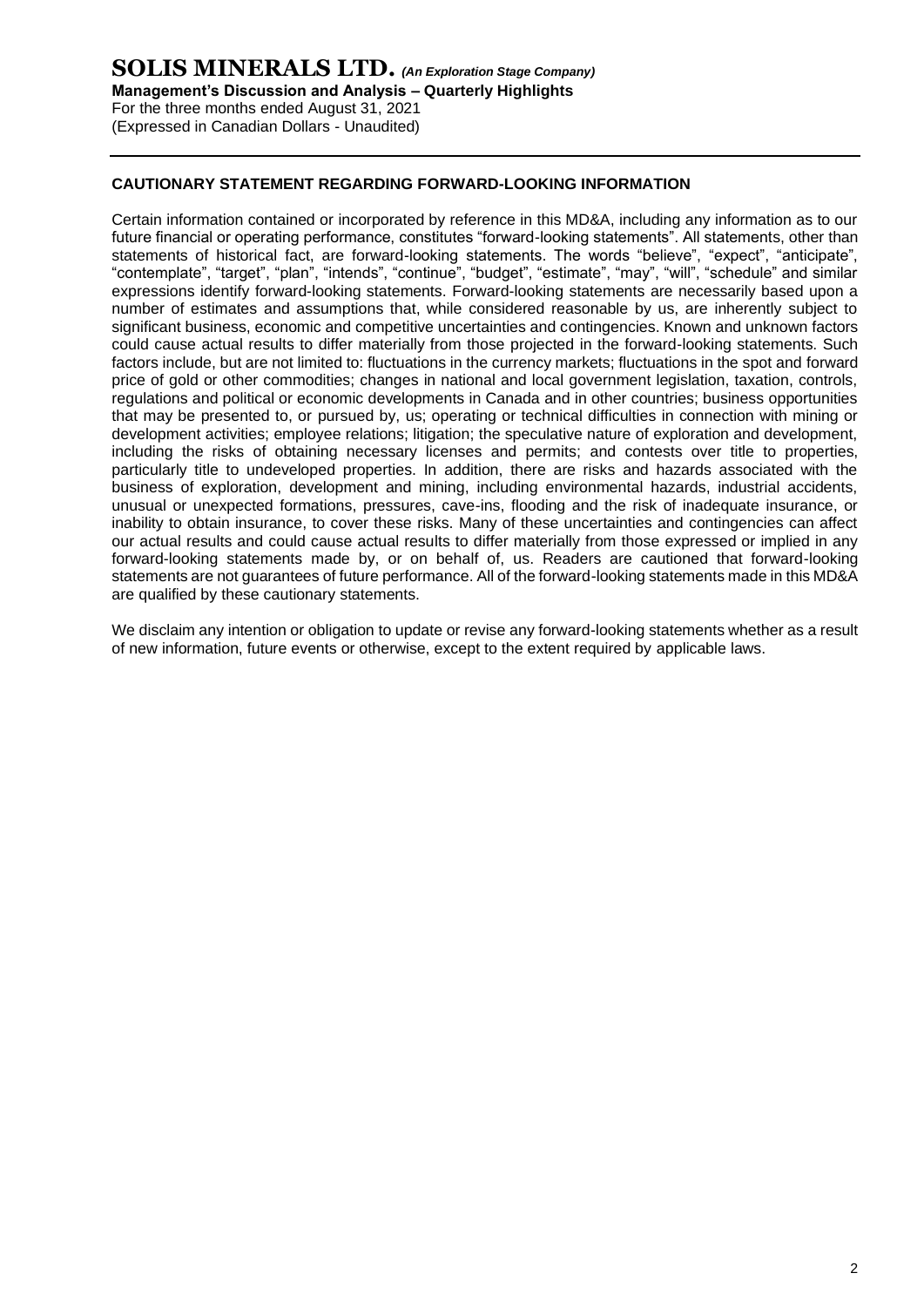## CAUTIONARY STATEMENT REGARDING FORWARD-LOOKING INFORMATION

Certain information contained or incorporated by reference in this MD&A, including any information as to our future financial or operating performance, constitutes "forward-looking statements". All statements, other than statements of historical fact, are forward-looking statements. The words "believe", "expect", "anticipate", "contemplate", "target", "plan", "intends", "continue", "budget", "estimate", "may", "will", "schedule" and similar expressions identify forward-looking statements. Forward-looking statements are necessarily based upon a number of estimates and assumptions that, while considered reasonable by us, are inherently subject to significant business, economic and competitive uncertainties and contingencies. Known and unknown factors could cause actual results to differ materially from those projected in the forward-looking statements. Such factors include, but are not limited to: fluctuations in the currency markets; fluctuations in the spot and forward price of gold or other commodities; changes in national and local government legislation, taxation, controls, regulations and political or economic developments in Canada and in other countries; business opportunities that may be presented to, or pursued by, us; operating or technical difficulties in connection with mining or development activities; employee relations; litigation; the speculative nature of exploration and development, including the risks of obtaining necessary licenses and permits; and contests over title to properties, particularly title to undeveloped properties. In addition, there are risks and hazards associated with the business of exploration, development and mining, including environmental hazards, industrial accidents, unusual or unexpected formations, pressures, cave-ins, flooding and the risk of inadequate insurance, or inability to obtain insurance, to cover these risks. Many of these uncertainties and contingencies can affect our actual results and could cause actual results to differ materially from those expressed or implied in any forward-looking statements made by, or on behalf of, us. Readers are cautioned that forward-looking statements are not guarantees of future performance. All of the forward-looking statements made in this MD&A are qualified by these cautionary statements.

We disclaim any intention or obligation to update or revise any forward-looking statements whether as a result of new information, future events or otherwise, except to the extent required by applicable laws.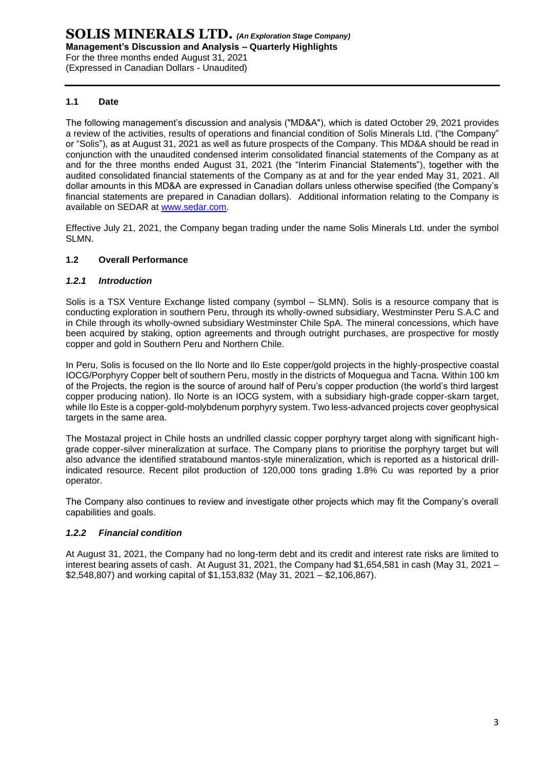## 1.1 Date

The following management's discussion and analysis ("MD&A"), which is dated October 29, 2021 provides a review of the activities, results of operations and financial condition of Solis Minerals Ltd. ("the Company" or "Solis"), as at August 31, 2021 as well as future prospects of the Company. This MD&A should be read in conjunction with the unaudited condensed interim consolidated financial statements of the Company as at and for the three months ended August 31, 2021 (the "Interim Financial Statements"), together with the audited consolidated financial statements of the Company as at and for the year ended May 31, 2021. All dollar amounts in this MD&A are expressed in Canadian dollars unless otherwise specified (the Company's financial statements are prepared in Canadian dollars). Additional information relating to the Company is available on SEDAR at www.sedar.com.

Effective July 21, 2021, the Company began trading under the name Solis Minerals Ltd. under the symbol SLMN.

## 1.2 Overall Performance

### *1.2.1 Introduction*

Solis is a TSX Venture Exchange listed company (symbol – SLMN). Solis is a resource company that is conducting exploration in southern Peru, through its wholly-owned subsidiary, Westminster Peru S.A.C and in Chile through its wholly-owned subsidiary Westminster Chile SpA. The mineral concessions, which have been acquired by staking, option agreements and through outright purchases, are prospective for mostly copper and gold in Southern Peru and Northern Chile.

In Peru, Solis is focused on the Ilo Norte and Ilo Este copper/gold projects in the highly-prospective coastal IOCG/Porphyry Copper belt of southern Peru, mostly in the districts of Moquegua and Tacna. Within 100 km of the Projects, the region is the source of around half of Peru's copper production (the world's third largest copper producing nation). Ilo Norte is an IOCG system, with a subsidiary high-grade copper-skarn target, while Ilo Este is a copper-gold-molybdenum porphyry system. Two less-advanced projects cover geophysical targets in the same area.

The Mostazal project in Chile hosts an undrilled classic copper porphyry target along with significant high-grade copper-silver mineralization at surface. The Company plans to prioritise the porphyry target but will also advance the identified stratabound mantos-style mineralization, which is reported as a historical drill-indicated resource. Recent pilot production of 120,000 tons grading 1.8% Cu was reported by a prior operator.

The Company also continues to review and investigate other projects which may fit the Company's overall capabilities and goals.

### *1.2.2 Financial condition*

At August 31, 2021, the Company had no long-term debt and its credit and interest rate risks are limited to interest bearing assets of cash. At August 31, 2021, the Company had $1,654,581 in cash (May 31, 2021 – $2,548,807) and working capital of $1,153,832 (May 31, 2021 – $2,106,867).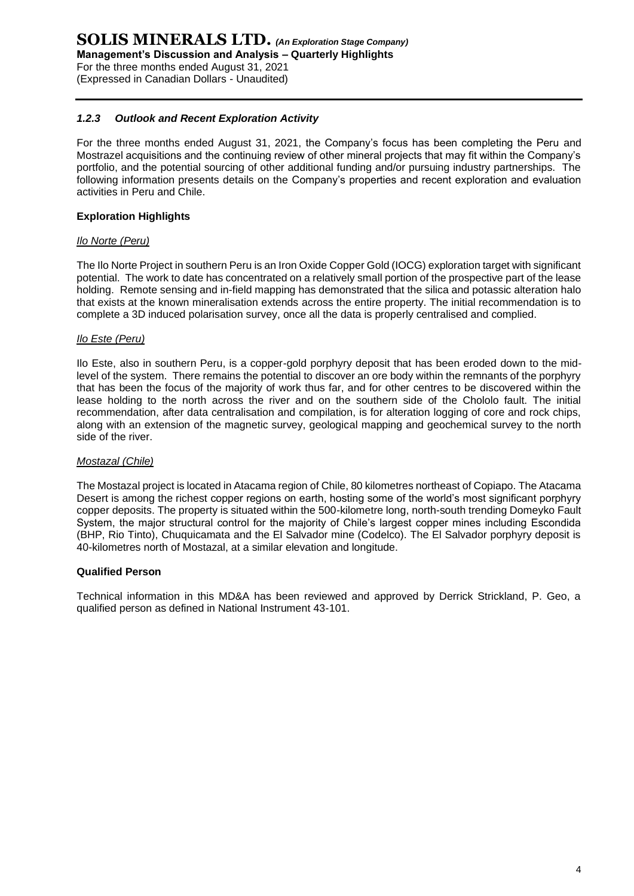### *1.2.3 Outlook and Recent Exploration Activity*

For the three months ended August 31, 2021, the Company's focus has been completing the Peru and Mostrazel acquisitions and the continuing review of other mineral projects that may fit within the Company's portfolio, and the potential sourcing of other additional funding and/or pursuing industry partnerships. The following information presents details on the Company's properties and recent exploration and evaluation activities in Peru and Chile.

**Exploration Highlights**

*Ilo Norte (Peru)*

The Ilo Norte Project in southern Peru is an Iron Oxide Copper Gold (IOCG) exploration target with significant potential. The work to date has concentrated on a relatively small portion of the prospective part of the lease holding. Remote sensing and in-field mapping has demonstrated that the silica and potassic alteration halo that exists at the known mineralisation extends across the entire property. The initial recommendation is to complete a 3D induced polarisation survey, once all the data is properly centralised and complied.

*Ilo Este (Peru)*

Ilo Este, also in southern Peru, is a copper-gold porphyry deposit that has been eroded down to the mid-level of the system. There remains the potential to discover an ore body within the remnants of the porphyry that has been the focus of the majority of work thus far, and for other centres to be discovered within the lease holding to the north across the river and on the southern side of the Chololo fault. The initial recommendation, after data centralisation and compilation, is for alteration logging of core and rock chips, along with an extension of the magnetic survey, geological mapping and geochemical survey to the north side of the river.

*Mostazal (Chile)*

The Mostazal project is located in Atacama region of Chile, 80 kilometres northeast of Copiapo. The Atacama Desert is among the richest copper regions on earth, hosting some of the world's most significant porphyry copper deposits. The property is situated within the 500-kilometre long, north-south trending Domeyko Fault System, the major structural control for the majority of Chile's largest copper mines including Escondida (BHP, Rio Tinto), Chuquicamata and the El Salvador mine (Codelco). The El Salvador porphyry deposit is 40-kilometres north of Mostazal, at a similar elevation and longitude.

**Qualified Person**

Technical information in this MD&A has been reviewed and approved by Derrick Strickland, P. Geo, a qualified person as defined in National Instrument 43-101.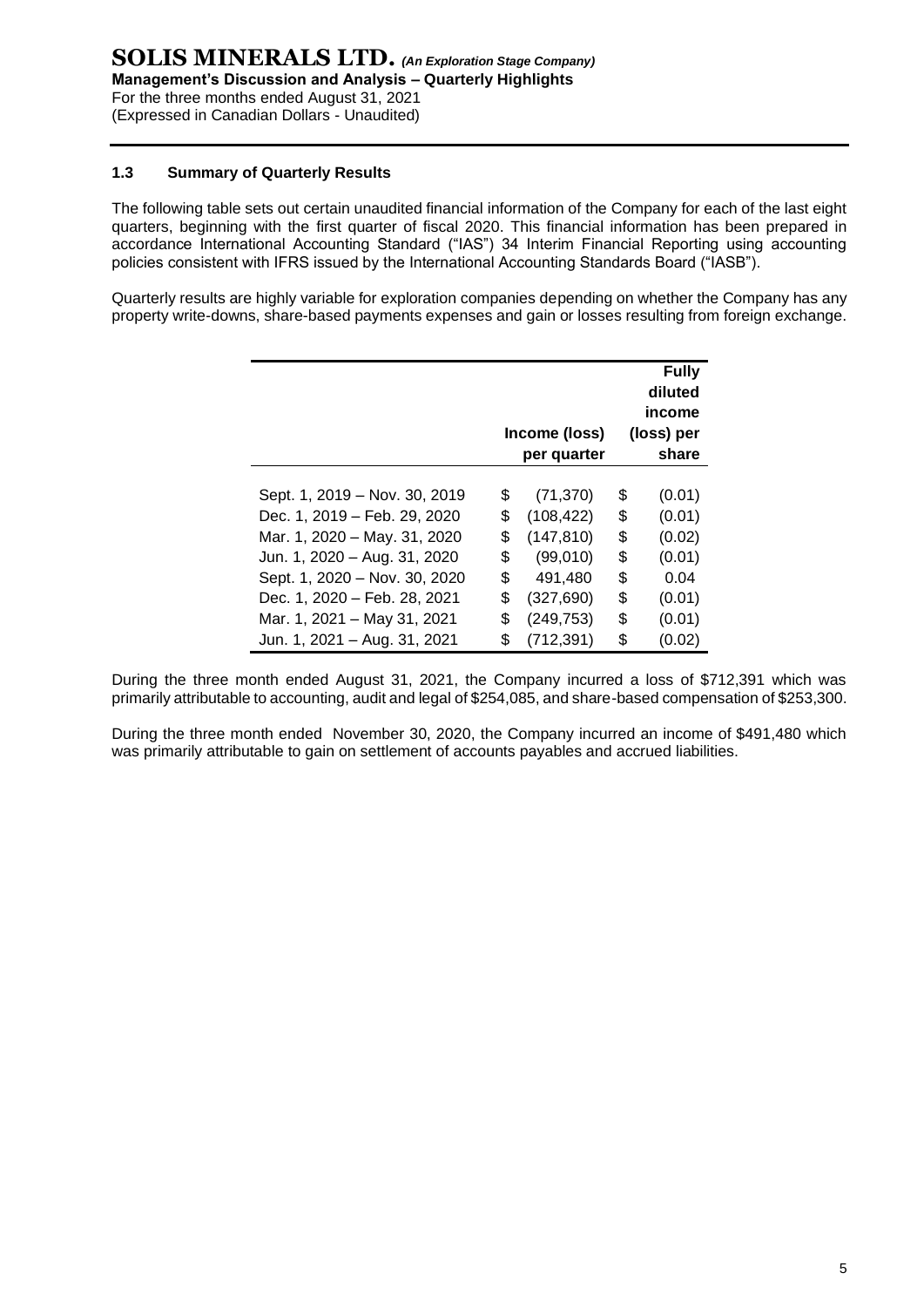### 1.3 Summary of Quarterly Results

The following table sets out certain unaudited financial information of the Company for each of the last eight quarters, beginning with the first quarter of fiscal 2020. This financial information has been prepared in accordance International Accounting Standard ("IAS") 34 Interim Financial Reporting using accounting policies consistent with IFRS issued by the International Accounting Standards Board ("IASB").

Quarterly results are highly variable for exploration companies depending on whether the Company has any property write-downs, share-based payments expenses and gain or losses resulting from foreign exchange.

| | Income (loss) per quarter | Fully diluted income (loss) per share |
|---|---|---|
| Sept. 1, 2019 – Nov. 30, 2019 | $ (71,370) | $ (0.01) |
| Dec. 1, 2019 – Feb. 29, 2020 | $ (108,422) | $ (0.01) |
| Mar. 1, 2020 – May. 31, 2020 | $ (147,810) | $ (0.02) |
| Jun. 1, 2020 – Aug. 31, 2020 | $ (99,010) | $ (0.01) |
| Sept. 1, 2020 – Nov. 30, 2020 | $ 491,480 | $ 0.04 |
| Dec. 1, 2020 – Feb. 28, 2021 | $ (327,690) | $ (0.01) |
| Mar. 1, 2021 – May 31, 2021 | $ (249,753) | $ (0.01) |
| Jun. 1, 2021 – Aug. 31, 2021 | $ (712,391) | $ (0.02) |

During the three month ended August 31, 2021, the Company incurred a loss of $712,391 which was primarily attributable to accounting, audit and legal of $254,085, and share-based compensation of $253,300.

During the three month ended November 30, 2020, the Company incurred an income of $491,480 which was primarily attributable to gain on settlement of accounts payables and accrued liabilities.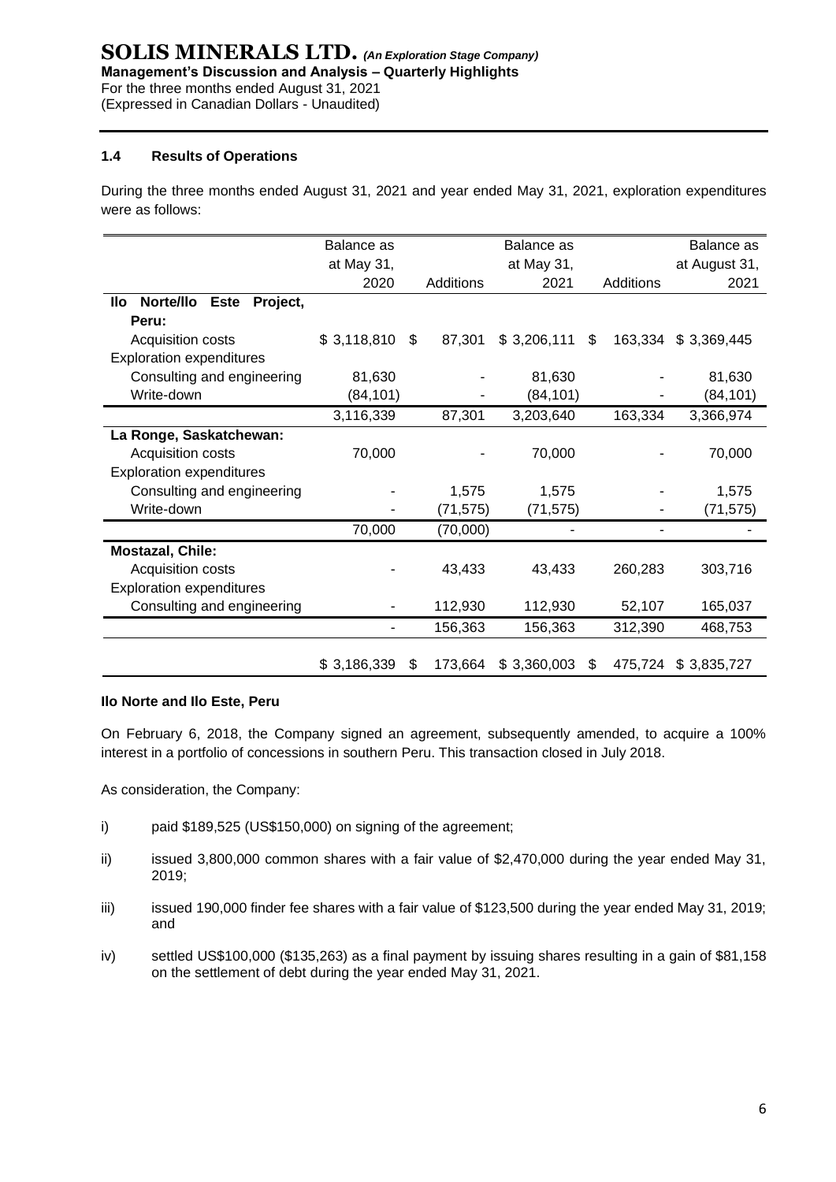### 1.4 Results of Operations

During the three months ended August 31, 2021 and year ended May 31, 2021, exploration expenditures were as follows:

| | Balance as at May 31, 2020 | Additions | Balance as at May 31, 2021 | Additions | Balance as at August 31, 2021 |
|---|---|---|---|---|---|
| **Ilo Norte/Ilo Este Project, Peru:** | | | | | |
| Acquisition costs | $ 3,118,810 | $ 87,301 | $ 3,206,111 | $ 163,334 | $ 3,369,445 |
| Exploration expenditures | | | | | |
| Consulting and engineering | 81,630 | - | 81,630 | - | 81,630 |
| Write-down | (84,101) | - | (84,101) | - | (84,101) |
| | 3,116,339 | 87,301 | 3,203,640 | 163,334 | 3,366,974 |
| **La Ronge, Saskatchewan:** | | | | | |
| Acquisition costs | 70,000 | - | 70,000 | - | 70,000 |
| Exploration expenditures | | | | | |
| Consulting and engineering | - | 1,575 | 1,575 | - | 1,575 |
| Write-down | - | (71,575) | (71,575) | - | (71,575) |
| | 70,000 | (70,000) | - | - | - |
| **Mostazal, Chile:** | | | | | |
| Acquisition costs | - | 43,433 | 43,433 | 260,283 | 303,716 |
| Exploration expenditures | | | | | |
| Consulting and engineering | - | 112,930 | 112,930 | 52,107 | 165,037 |
| | - | 156,363 | 156,363 | 312,390 | 468,753 |
| | $ 3,186,339 | $ 173,664 | $ 3,360,003 | $ 475,724 | $ 3,835,727 |

**Ilo Norte and Ilo Este, Peru**

On February 6, 2018, the Company signed an agreement, subsequently amended, to acquire a 100% interest in a portfolio of concessions in southern Peru. This transaction closed in July 2018.

As consideration, the Company:

i) paid $189,525 (US$150,000) on signing of the agreement;

ii) issued 3,800,000 common shares with a fair value of $2,470,000 during the year ended May 31, 2019;

iii) issued 190,000 finder fee shares with a fair value of $123,500 during the year ended May 31, 2019; and

iv) settled US$100,000 ($135,263) as a final payment by issuing shares resulting in a gain of $81,158 on the settlement of debt during the year ended May 31, 2021.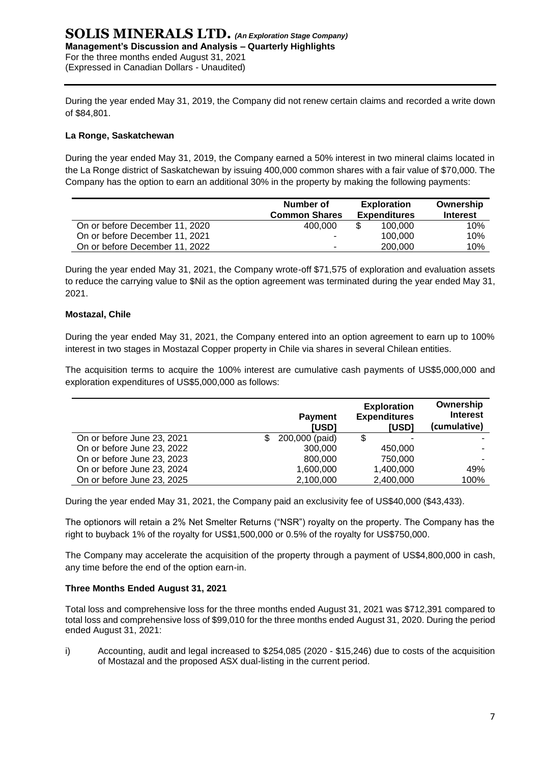During the year ended May 31, 2019, the Company did not renew certain claims and recorded a write down of $84,801.

**La Ronge, Saskatchewan**

During the year ended May 31, 2019, the Company earned a 50% interest in two mineral claims located in the La Ronge district of Saskatchewan by issuing 400,000 common shares with a fair value of $70,000. The Company has the option to earn an additional 30% in the property by making the following payments:

| | Number of Common Shares | Exploration Expenditures | Ownership Interest |
|---|---|---|---|
| On or before December 11, 2020 | 400,000 | $ 100,000 | 10% |
| On or before December 11, 2021 | - | 100,000 | 10% |
| On or before December 11, 2022 | - | 200,000 | 10% |

During the year ended May 31, 2021, the Company wrote-off $71,575 of exploration and evaluation assets to reduce the carrying value to $Nil as the option agreement was terminated during the year ended May 31, 2021.

**Mostazal, Chile**

During the year ended May 31, 2021, the Company entered into an option agreement to earn up to 100% interest in two stages in Mostazal Copper property in Chile via shares in several Chilean entities.

The acquisition terms to acquire the 100% interest are cumulative cash payments of US$5,000,000 and exploration expenditures of US$5,000,000 as follows:

| | Payment [USD] | Exploration Expenditures [USD] | Ownership Interest (cumulative) |
|---|---|---|---|
| On or before June 23, 2021 | $ 200,000 (paid) | $ - | - |
| On or before June 23, 2022 | 300,000 | 450,000 | - |
| On or before June 23, 2023 | 800,000 | 750,000 | - |
| On or before June 23, 2024 | 1,600,000 | 1,400,000 | 49% |
| On or before June 23, 2025 | 2,100,000 | 2,400,000 | 100% |

During the year ended May 31, 2021, the Company paid an exclusivity fee of US$40,000 ($43,433).

The optionors will retain a 2% Net Smelter Returns ("NSR") royalty on the property. The Company has the right to buyback 1% of the royalty for US$1,500,000 or 0.5% of the royalty for US$750,000.

The Company may accelerate the acquisition of the property through a payment of US$4,800,000 in cash, any time before the end of the option earn-in.

**Three Months Ended August 31, 2021**

Total loss and comprehensive loss for the three months ended August 31, 2021 was $712,391 compared to total loss and comprehensive loss of $99,010 for the three months ended August 31, 2020. During the period ended August 31, 2021:

i) Accounting, audit and legal increased to $254,085 (2020 - $15,246) due to costs of the acquisition of Mostazal and the proposed ASX dual-listing in the current period.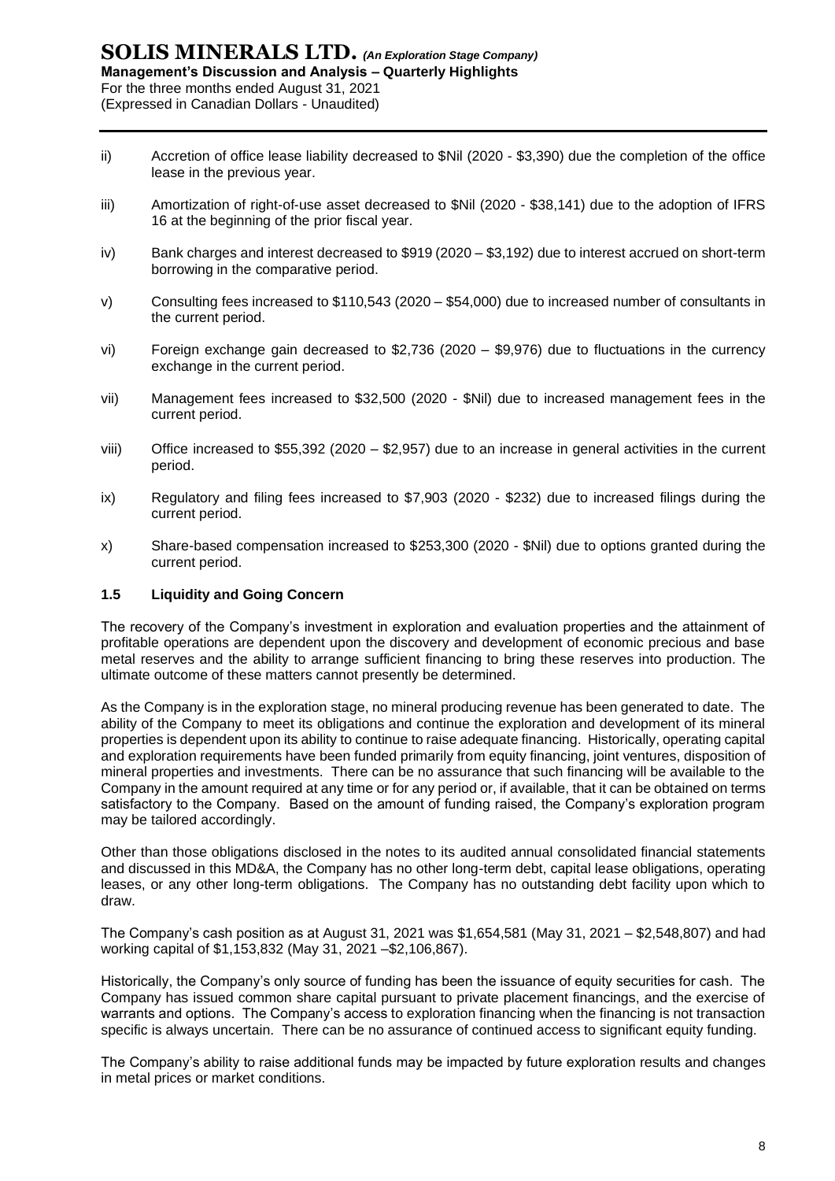ii) Accretion of office lease liability decreased to $Nil (2020 - $3,390) due the completion of the office lease in the previous year.

iii) Amortization of right-of-use asset decreased to $Nil (2020 - $38,141) due to the adoption of IFRS 16 at the beginning of the prior fiscal year.

iv) Bank charges and interest decreased to $919 (2020 – $3,192) due to interest accrued on short-term borrowing in the comparative period.

v) Consulting fees increased to $110,543 (2020 – $54,000) due to increased number of consultants in the current period.

vi) Foreign exchange gain decreased to $2,736 (2020 – $9,976) due to fluctuations in the currency exchange in the current period.

vii) Management fees increased to $32,500 (2020 - $Nil) due to increased management fees in the current period.

viii) Office increased to $55,392 (2020 – $2,957) due to an increase in general activities in the current period.

ix) Regulatory and filing fees increased to $7,903 (2020 - $232) due to increased filings during the current period.

x) Share-based compensation increased to $253,300 (2020 - $Nil) due to options granted during the current period.

### 1.5 Liquidity and Going Concern

The recovery of the Company's investment in exploration and evaluation properties and the attainment of profitable operations are dependent upon the discovery and development of economic precious and base metal reserves and the ability to arrange sufficient financing to bring these reserves into production. The ultimate outcome of these matters cannot presently be determined.

As the Company is in the exploration stage, no mineral producing revenue has been generated to date. The ability of the Company to meet its obligations and continue the exploration and development of its mineral properties is dependent upon its ability to continue to raise adequate financing. Historically, operating capital and exploration requirements have been funded primarily from equity financing, joint ventures, disposition of mineral properties and investments. There can be no assurance that such financing will be available to the Company in the amount required at any time or for any period or, if available, that it can be obtained on terms satisfactory to the Company. Based on the amount of funding raised, the Company's exploration program may be tailored accordingly.

Other than those obligations disclosed in the notes to its audited annual consolidated financial statements and discussed in this MD&A, the Company has no other long-term debt, capital lease obligations, operating leases, or any other long-term obligations. The Company has no outstanding debt facility upon which to draw.

The Company's cash position as at August 31, 2021 was $1,654,581 (May 31, 2021 – $2,548,807) and had working capital of $1,153,832 (May 31, 2021 –$2,106,867).

Historically, the Company's only source of funding has been the issuance of equity securities for cash. The Company has issued common share capital pursuant to private placement financings, and the exercise of warrants and options. The Company's access to exploration financing when the financing is not transaction specific is always uncertain. There can be no assurance of continued access to significant equity funding.

The Company's ability to raise additional funds may be impacted by future exploration results and changes in metal prices or market conditions.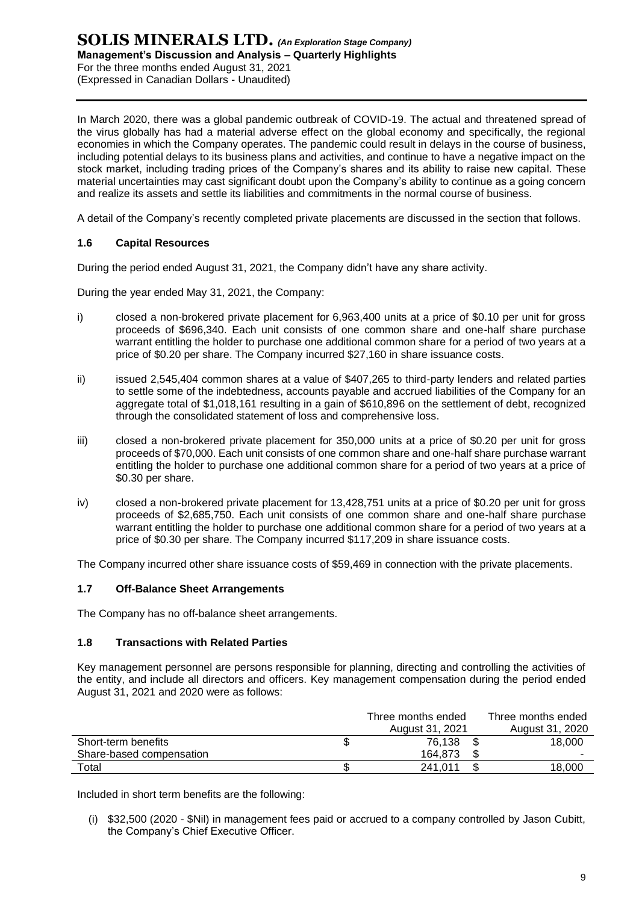In March 2020, there was a global pandemic outbreak of COVID-19. The actual and threatened spread of the virus globally has had a material adverse effect on the global economy and specifically, the regional economies in which the Company operates. The pandemic could result in delays in the course of business, including potential delays to its business plans and activities, and continue to have a negative impact on the stock market, including trading prices of the Company's shares and its ability to raise new capital. These material uncertainties may cast significant doubt upon the Company's ability to continue as a going concern and realize its assets and settle its liabilities and commitments in the normal course of business.

A detail of the Company's recently completed private placements are discussed in the section that follows.

### 1.6 Capital Resources

During the period ended August 31, 2021, the Company didn't have any share activity.

During the year ended May 31, 2021, the Company:

i) closed a non-brokered private placement for 6,963,400 units at a price of $0.10 per unit for gross proceeds of $696,340. Each unit consists of one common share and one-half share purchase warrant entitling the holder to purchase one additional common share for a period of two years at a price of $0.20 per share. The Company incurred $27,160 in share issuance costs.

ii) issued 2,545,404 common shares at a value of $407,265 to third-party lenders and related parties to settle some of the indebtedness, accounts payable and accrued liabilities of the Company for an aggregate total of $1,018,161 resulting in a gain of $610,896 on the settlement of debt, recognized through the consolidated statement of loss and comprehensive loss.

iii) closed a non-brokered private placement for 350,000 units at a price of $0.20 per unit for gross proceeds of $70,000. Each unit consists of one common share and one-half share purchase warrant entitling the holder to purchase one additional common share for a period of two years at a price of $0.30 per share.

iv) closed a non-brokered private placement for 13,428,751 units at a price of $0.20 per unit for gross proceeds of $2,685,750. Each unit consists of one common share and one-half share purchase warrant entitling the holder to purchase one additional common share for a period of two years at a price of $0.30 per share. The Company incurred $117,209 in share issuance costs.

The Company incurred other share issuance costs of $59,469 in connection with the private placements.

### 1.7 Off-Balance Sheet Arrangements

The Company has no off-balance sheet arrangements.

### 1.8 Transactions with Related Parties

Key management personnel are persons responsible for planning, directing and controlling the activities of the entity, and include all directors and officers. Key management compensation during the period ended August 31, 2021 and 2020 were as follows:

| | Three months ended August 31, 2021 | Three months ended August 31, 2020 |
|---|---|---|
| Short-term benefits | $ 76,138 | $ 18,000 |
| Share-based compensation | 164,873 | $ - |
| Total | $ 241,011 | $ 18,000 |

Included in short term benefits are the following:

(i) $32,500 (2020 - $Nil) in management fees paid or accrued to a company controlled by Jason Cubitt, the Company's Chief Executive Officer.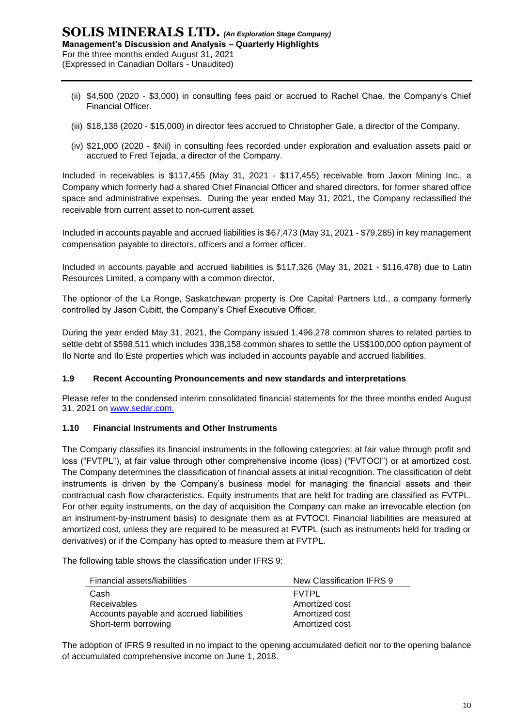(ii) $4,500 (2020 - $3,000) in consulting fees paid or accrued to Rachel Chae, the Company's Chief Financial Officer.

(iii) $18,138 (2020 - $15,000) in director fees accrued to Christopher Gale, a director of the Company.

(iv) $21,000 (2020 - $Nil) in consulting fees recorded under exploration and evaluation assets paid or accrued to Fred Tejada, a director of the Company.

Included in receivables is $117,455 (May 31, 2021 - $117,455) receivable from Jaxon Mining Inc., a Company which formerly had a shared Chief Financial Officer and shared directors, for former shared office space and administrative expenses. During the year ended May 31, 2021, the Company reclassified the receivable from current asset to non-current asset.

Included in accounts payable and accrued liabilities is $67,473 (May 31, 2021 - $79,285) in key management compensation payable to directors, officers and a former officer.

Included in accounts payable and accrued liabilities is $117,326 (May 31, 2021 - $116,478) due to Latin Resources Limited, a company with a common director.

The optionor of the La Ronge, Saskatchewan property is Ore Capital Partners Ltd., a company formerly controlled by Jason Cubitt, the Company's Chief Executive Officer.

During the year ended May 31, 2021, the Company issued 1,496,278 common shares to related parties to settle debt of $598,511 which includes 338,158 common shares to settle the US$100,000 option payment of Ilo Norte and Ilo Este properties which was included in accounts payable and accrued liabilities.

## 1.9 Recent Accounting Pronouncements and new standards and interpretations

Please refer to the condensed interim consolidated financial statements for the three months ended August 31, 2021 on www.sedar.com.

## 1.10 Financial Instruments and Other Instruments

The Company classifies its financial instruments in the following categories: at fair value through profit and loss ("FVTPL"), at fair value through other comprehensive income (loss) ("FVTOCI") or at amortized cost. The Company determines the classification of financial assets at initial recognition. The classification of debt instruments is driven by the Company's business model for managing the financial assets and their contractual cash flow characteristics. Equity instruments that are held for trading are classified as FVTPL. For other equity instruments, on the day of acquisition the Company can make an irrevocable election (on an instrument-by-instrument basis) to designate them as at FVTOCI. Financial liabilities are measured at amortized cost, unless they are required to be measured at FVTPL (such as instruments held for trading or derivatives) or if the Company has opted to measure them at FVTPL.

The following table shows the classification under IFRS 9:

| Financial assets/liabilities | New Classification IFRS 9 |
| --- | --- |
| Cash | FVTPL |
| Receivables | Amortized cost |
| Accounts payable and accrued liabilities | Amortized cost |
| Short-term borrowing | Amortized cost |

The adoption of IFRS 9 resulted in no impact to the opening accumulated deficit nor to the opening balance of accumulated comprehensive income on June 1, 2018.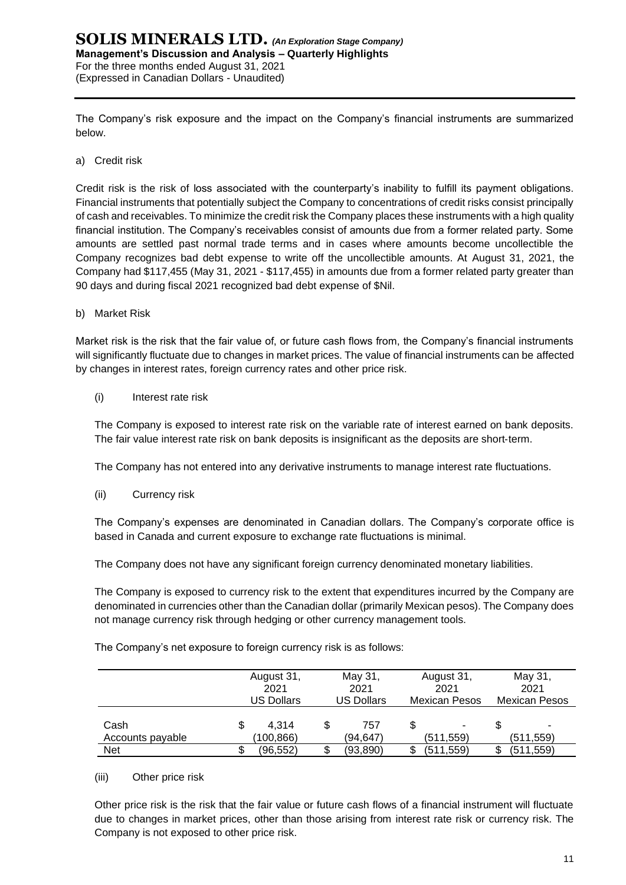The Company's risk exposure and the impact on the Company's financial instruments are summarized below.

a) Credit risk

Credit risk is the risk of loss associated with the counterparty's inability to fulfill its payment obligations. Financial instruments that potentially subject the Company to concentrations of credit risks consist principally of cash and receivables. To minimize the credit risk the Company places these instruments with a high quality financial institution. The Company's receivables consist of amounts due from a former related party. Some amounts are settled past normal trade terms and in cases where amounts become uncollectible the Company recognizes bad debt expense to write off the uncollectible amounts. At August 31, 2021, the Company had $117,455 (May 31, 2021 - $117,455) in amounts due from a former related party greater than 90 days and during fiscal 2021 recognized bad debt expense of $Nil.

b) Market Risk

Market risk is the risk that the fair value of, or future cash flows from, the Company's financial instruments will significantly fluctuate due to changes in market prices. The value of financial instruments can be affected by changes in interest rates, foreign currency rates and other price risk.

(i) Interest rate risk

The Company is exposed to interest rate risk on the variable rate of interest earned on bank deposits. The fair value interest rate risk on bank deposits is insignificant as the deposits are short-term.

The Company has not entered into any derivative instruments to manage interest rate fluctuations.

(ii) Currency risk

The Company's expenses are denominated in Canadian dollars. The Company's corporate office is based in Canada and current exposure to exchange rate fluctuations is minimal.

The Company does not have any significant foreign currency denominated monetary liabilities.

The Company is exposed to currency risk to the extent that expenditures incurred by the Company are denominated in currencies other than the Canadian dollar (primarily Mexican pesos). The Company does not manage currency risk through hedging or other currency management tools.

The Company's net exposure to foreign currency risk is as follows:

| | August 31, 2021 US Dollars | May 31, 2021 US Dollars | August 31, 2021 Mexican Pesos | May 31, 2021 Mexican Pesos |
|---|---|---|---|---|
| Cash | $ 4,314 | $ 757 | $ - | $ - |
| Accounts payable | (100,866) | (94,647) | (511,559) | (511,559) |
| Net | $ (96,552) | $ (93,890) | $ (511,559) | $ (511,559) |

(iii) Other price risk

Other price risk is the risk that the fair value or future cash flows of a financial instrument will fluctuate due to changes in market prices, other than those arising from interest rate risk or currency risk. The Company is not exposed to other price risk.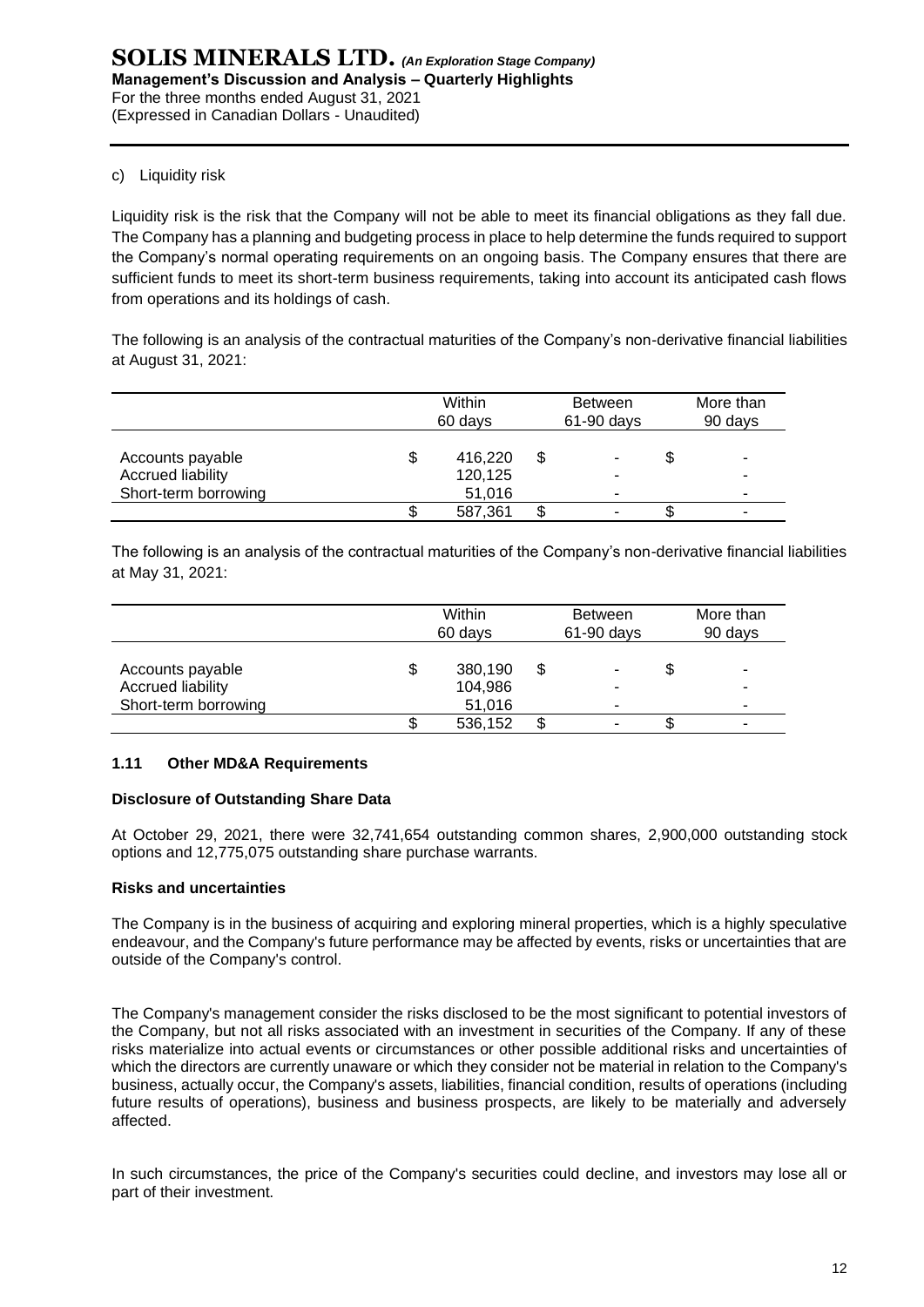c) Liquidity risk

Liquidity risk is the risk that the Company will not be able to meet its financial obligations as they fall due. The Company has a planning and budgeting process in place to help determine the funds required to support the Company's normal operating requirements on an ongoing basis. The Company ensures that there are sufficient funds to meet its short-term business requirements, taking into account its anticipated cash flows from operations and its holdings of cash.

The following is an analysis of the contractual maturities of the Company's non-derivative financial liabilities at August 31, 2021:

| | Within 60 days | Between 61-90 days | More than 90 days |
|---|---|---|---|
| Accounts payable | $ 416,220 | $ - | $ - |
| Accrued liability | 120,125 | - | - |
| Short-term borrowing | 51,016 | - | - |
| | $ 587,361 | $ - | $ - |

The following is an analysis of the contractual maturities of the Company's non-derivative financial liabilities at May 31, 2021:

| | Within 60 days | Between 61-90 days | More than 90 days |
|---|---|---|---|
| Accounts payable | $ 380,190 | $ - | $ - |
| Accrued liability | 104,986 | - | - |
| Short-term borrowing | 51,016 | - | - |
| | $ 536,152 | $ - | $ - |

### 1.11 Other MD&A Requirements

**Disclosure of Outstanding Share Data**

At October 29, 2021, there were 32,741,654 outstanding common shares, 2,900,000 outstanding stock options and 12,775,075 outstanding share purchase warrants.

**Risks and uncertainties**

The Company is in the business of acquiring and exploring mineral properties, which is a highly speculative endeavour, and the Company's future performance may be affected by events, risks or uncertainties that are outside of the Company's control.

The Company's management consider the risks disclosed to be the most significant to potential investors of the Company, but not all risks associated with an investment in securities of the Company. If any of these risks materialize into actual events or circumstances or other possible additional risks and uncertainties of which the directors are currently unaware or which they consider not be material in relation to the Company's business, actually occur, the Company's assets, liabilities, financial condition, results of operations (including future results of operations), business and business prospects, are likely to be materially and adversely affected.

In such circumstances, the price of the Company's securities could decline, and investors may lose all or part of their investment.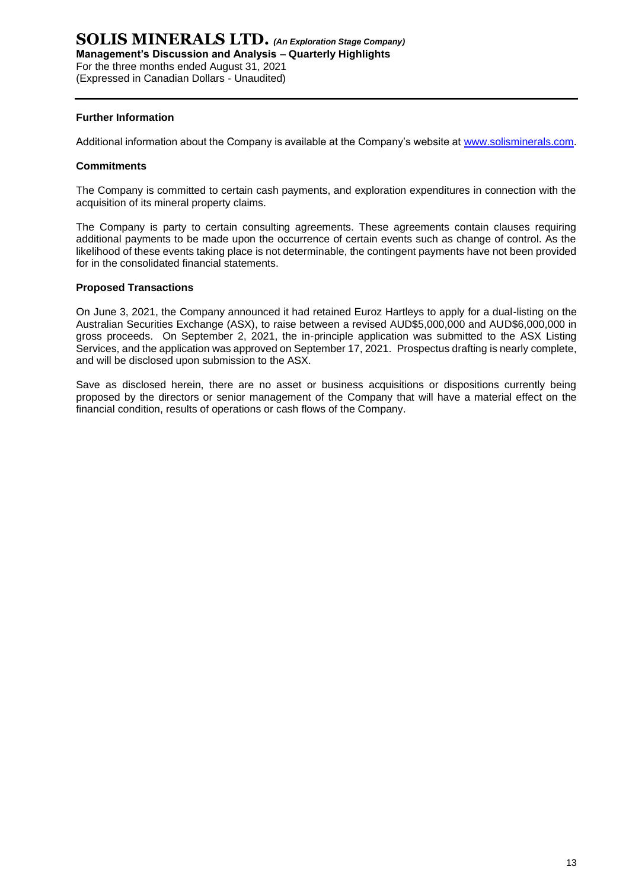#### Further Information

Additional information about the Company is available at the Company's website at [www.solisminerals.com](www.solisminerals.com).

#### Commitments

The Company is committed to certain cash payments, and exploration expenditures in connection with the acquisition of its mineral property claims.

The Company is party to certain consulting agreements. These agreements contain clauses requiring additional payments to be made upon the occurrence of certain events such as change of control. As the likelihood of these events taking place is not determinable, the contingent payments have not been provided for in the consolidated financial statements.

#### Proposed Transactions

On June 3, 2021, the Company announced it had retained Euroz Hartleys to apply for a dual-listing on the Australian Securities Exchange (ASX), to raise between a revised AUD$5,000,000 and AUD$6,000,000 in gross proceeds. On September 2, 2021, the in-principle application was submitted to the ASX Listing Services, and the application was approved on September 17, 2021. Prospectus drafting is nearly complete, and will be disclosed upon submission to the ASX.

Save as disclosed herein, there are no asset or business acquisitions or dispositions currently being proposed by the directors or senior management of the Company that will have a material effect on the financial condition, results of operations or cash flows of the Company.